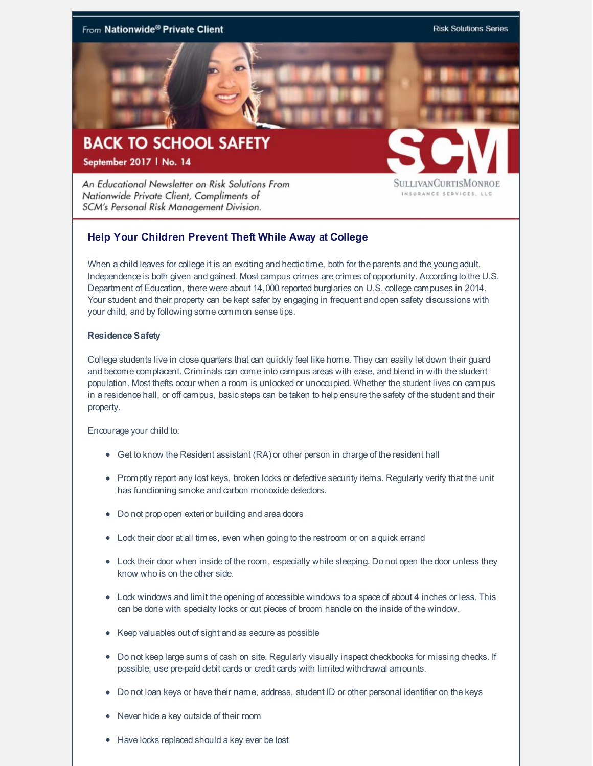From **Nationwide® Private Client**

Risk Solutions Series

# BACK TO SCHOOL SAFETY

**September 2017 | No. 14**

*An Educational Newsletter on Risk Solutions From Nationwide Private Client, Compliments of SCM's Personal Risk Management Division.*

SCM
SULLIVANCURTISMONROE
INSURANCE SERVICES, LLC

## Help Your Children Prevent Theft While Away at College

When a child leaves for college it is an exciting and hectic time, both for the parents and the young adult. Independence is both given and gained. Most campus crimes are crimes of opportunity. According to the U.S. Department of Education, there were about 14,000 reported burglaries on U.S. college campuses in 2014. Your student and their property can be kept safer by engaging in frequent and open safety discussions with your child, and by following some common sense tips.

### Residence Safety

College students live in close quarters that can quickly feel like home. They can easily let down their guard and become complacent. Criminals can come into campus areas with ease, and blend in with the student population. Most thefts occur when a room is unlocked or unoccupied. Whether the student lives on campus in a residence hall, or off campus, basic steps can be taken to help ensure the safety of the student and their property.

Encourage your child to:

- Get to know the Resident assistant (RA) or other person in charge of the resident hall
- Promptly report any lost keys, broken locks or defective security items. Regularly verify that the unit has functioning smoke and carbon monoxide detectors.
- Do not prop open exterior building and area doors
- Lock their door at all times, even when going to the restroom or on a quick errand
- Lock their door when inside of the room, especially while sleeping. Do not open the door unless they know who is on the other side.
- Lock windows and limit the opening of accessible windows to a space of about 4 inches or less. This can be done with specialty locks or cut pieces of broom handle on the inside of the window.
- Keep valuables out of sight and as secure as possible
- Do not keep large sums of cash on site. Regularly visually inspect checkbooks for missing checks. If possible, use pre-paid debit cards or credit cards with limited withdrawal amounts.
- Do not loan keys or have their name, address, student ID or other personal identifier on the keys
- Never hide a key outside of their room
- Have locks replaced should a key ever be lost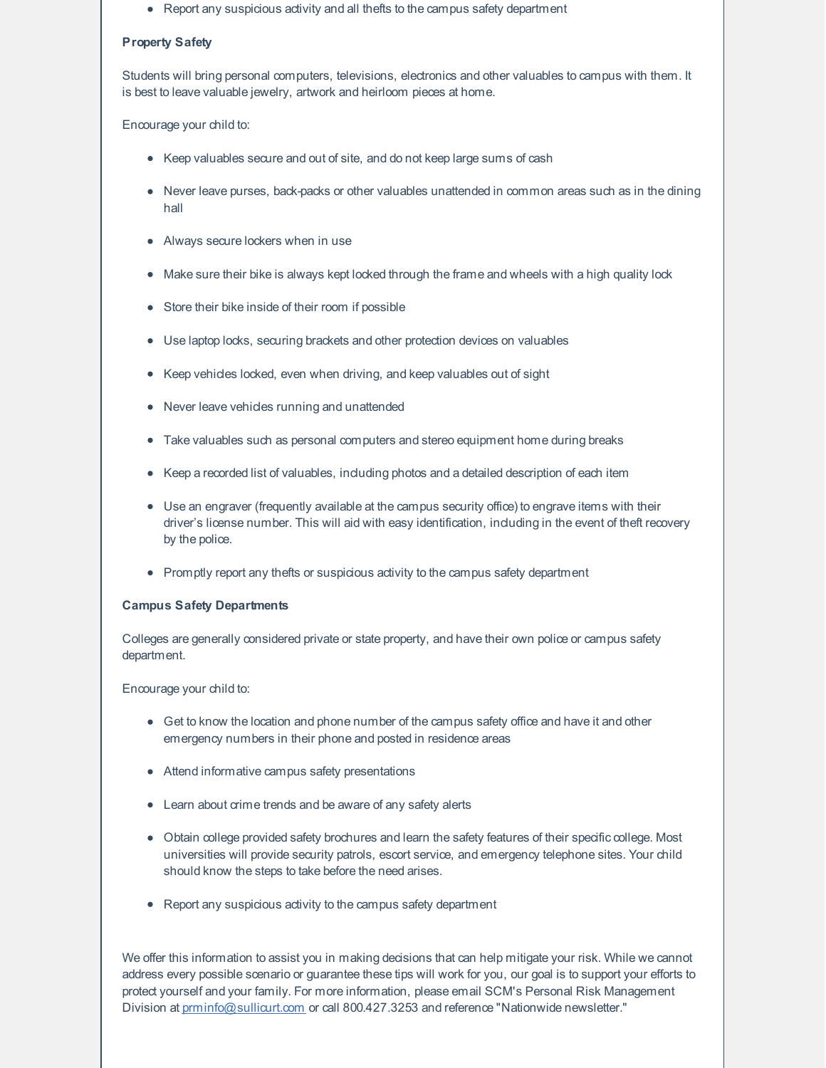- Report any suspicious activity and all thefts to the campus safety department

**Property Safety**

Students will bring personal computers, televisions, electronics and other valuables to campus with them. It is best to leave valuable jewelry, artwork and heirloom pieces at home.

Encourage your child to:

- Keep valuables secure and out of site, and do not keep large sums of cash
- Never leave purses, back-packs or other valuables unattended in common areas such as in the dining hall
- Always secure lockers when in use
- Make sure their bike is always kept locked through the frame and wheels with a high quality lock
- Store their bike inside of their room if possible
- Use laptop locks, securing brackets and other protection devices on valuables
- Keep vehicles locked, even when driving, and keep valuables out of sight
- Never leave vehicles running and unattended
- Take valuables such as personal computers and stereo equipment home during breaks
- Keep a recorded list of valuables, including photos and a detailed description of each item
- Use an engraver (frequently available at the campus security office) to engrave items with their driver's license number. This will aid with easy identification, including in the event of theft recovery by the police.
- Promptly report any thefts or suspicious activity to the campus safety department

**Campus Safety Departments**

Colleges are generally considered private or state property, and have their own police or campus safety department.

Encourage your child to:

- Get to know the location and phone number of the campus safety office and have it and other emergency numbers in their phone and posted in residence areas
- Attend informative campus safety presentations
- Learn about crime trends and be aware of any safety alerts
- Obtain college provided safety brochures and learn the safety features of their specific college. Most universities will provide security patrols, escort service, and emergency telephone sites. Your child should know the steps to take before the need arises.
- Report any suspicious activity to the campus safety department

We offer this information to assist you in making decisions that can help mitigate your risk. While we cannot address every possible scenario or guarantee these tips will work for you, our goal is to support your efforts to protect yourself and your family. For more information, please email SCM's Personal Risk Management Division at [prminfo@sullicurt.com](mailto:prminfo@sullicurt.com) or call 800.427.3253 and reference "Nationwide newsletter."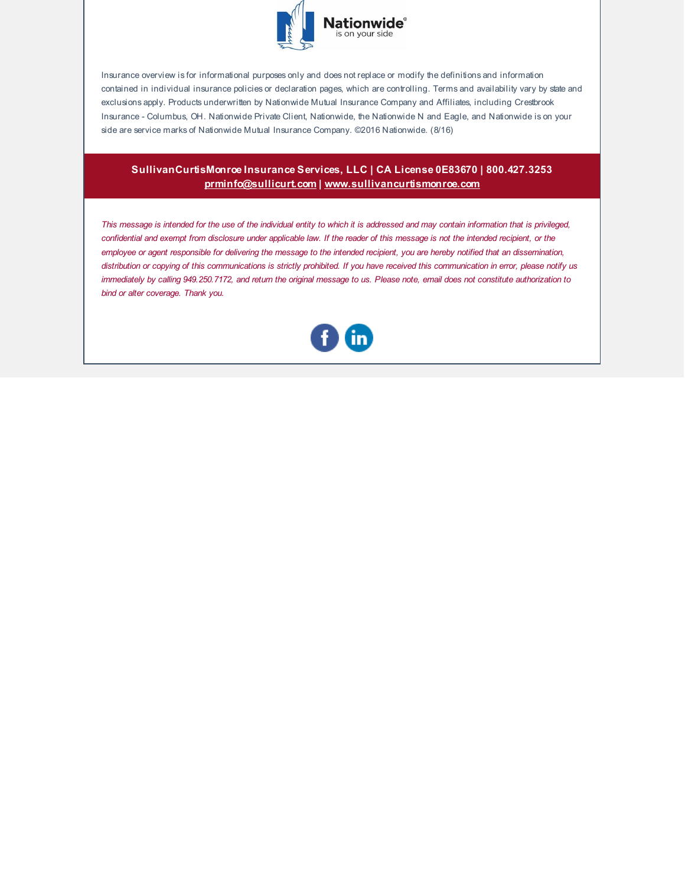Nationwide is on your side

Insurance overview is for informational purposes only and does not replace or modify the definitions and information contained in individual insurance policies or declaration pages, which are controlling. Terms and availability vary by state and exclusions apply. Products underwritten by Nationwide Mutual Insurance Company and Affiliates, including Crestbrook Insurance - Columbus, OH. Nationwide Private Client, Nationwide, the Nationwide N and Eagle, and Nationwide is on your side are service marks of Nationwide Mutual Insurance Company. ©2016 Nationwide. (8/16)

**SullivanCurtisMonroe Insurance Services, LLC | CA License 0E83670 | 800.427.3253**
**prminfo@sullicurt.com | www.sullivancurtismonroe.com**

*This message is intended for the use of the individual entity to which it is addressed and may contain information that is privileged, confidential and exempt from disclosure under applicable law. If the reader of this message is not the intended recipient, or the employee or agent responsible for delivering the message to the intended recipient, you are hereby notified that an dissemination, distribution or copying of this communications is strictly prohibited. If you have received this communication in error, please notify us immediately by calling 949.250.7172, and return the original message to us. Please note, email does not constitute authorization to bind or alter coverage. Thank you.*